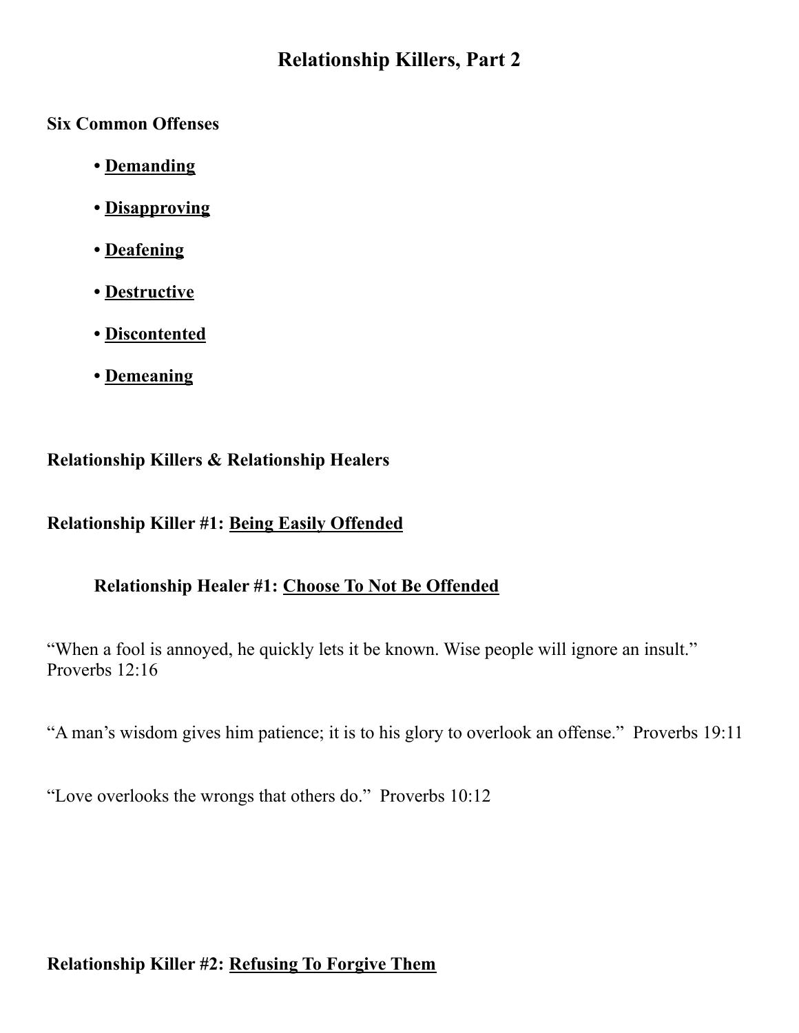# Relationship Killers, Part 2

**Six Common Offenses**

- **Demanding**
- **Disapproving**
- **Deafening**
- **Destructive**
- **Discontented**
- **Demeaning**

**Relationship Killers & Relationship Healers**

**Relationship Killer #1: Being Easily Offended**

**Relationship Healer #1: Choose To Not Be Offended**

"When a fool is annoyed, he quickly lets it be known. Wise people will ignore an insult." Proverbs 12:16

"A man's wisdom gives him patience; it is to his glory to overlook an offense." Proverbs 19:11

"Love overlooks the wrongs that others do." Proverbs 10:12

**Relationship Killer #2: Refusing To Forgive Them**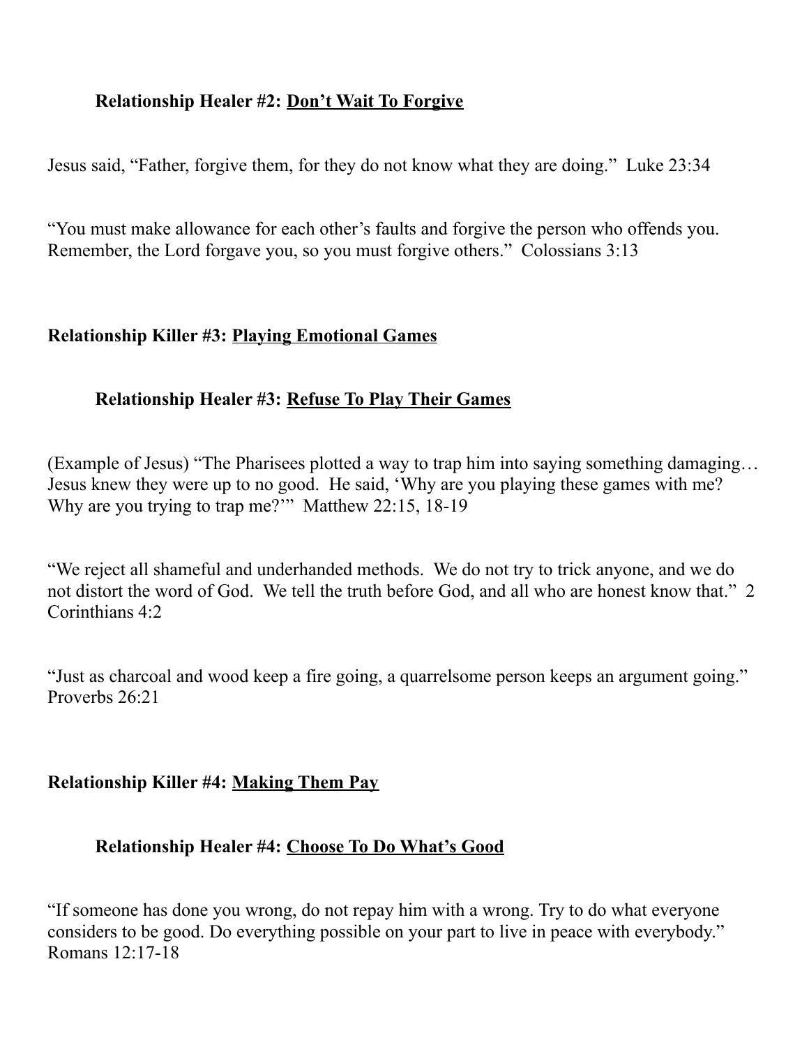**Relationship Healer #2:** <u>**Don't Wait To Forgive**</u>

Jesus said, "Father, forgive them, for they do not know what they are doing." Luke 23:34

"You must make allowance for each other's faults and forgive the person who offends you. Remember, the Lord forgave you, so you must forgive others." Colossians 3:13

**Relationship Killer #3:** <u>**Playing Emotional Games**</u>

**Relationship Healer #3:** <u>**Refuse To Play Their Games**</u>

(Example of Jesus) "The Pharisees plotted a way to trap him into saying something damaging… Jesus knew they were up to no good. He said, 'Why are you playing these games with me? Why are you trying to trap me?'" Matthew 22:15, 18-19

"We reject all shameful and underhanded methods. We do not try to trick anyone, and we do not distort the word of God. We tell the truth before God, and all who are honest know that." 2 Corinthians 4:2

"Just as charcoal and wood keep a fire going, a quarrelsome person keeps an argument going." Proverbs 26:21

**Relationship Killer #4:** <u>**Making Them Pay**</u>

**Relationship Healer #4:** <u>**Choose To Do What's Good**</u>

"If someone has done you wrong, do not repay him with a wrong. Try to do what everyone considers to be good. Do everything possible on your part to live in peace with everybody." Romans 12:17-18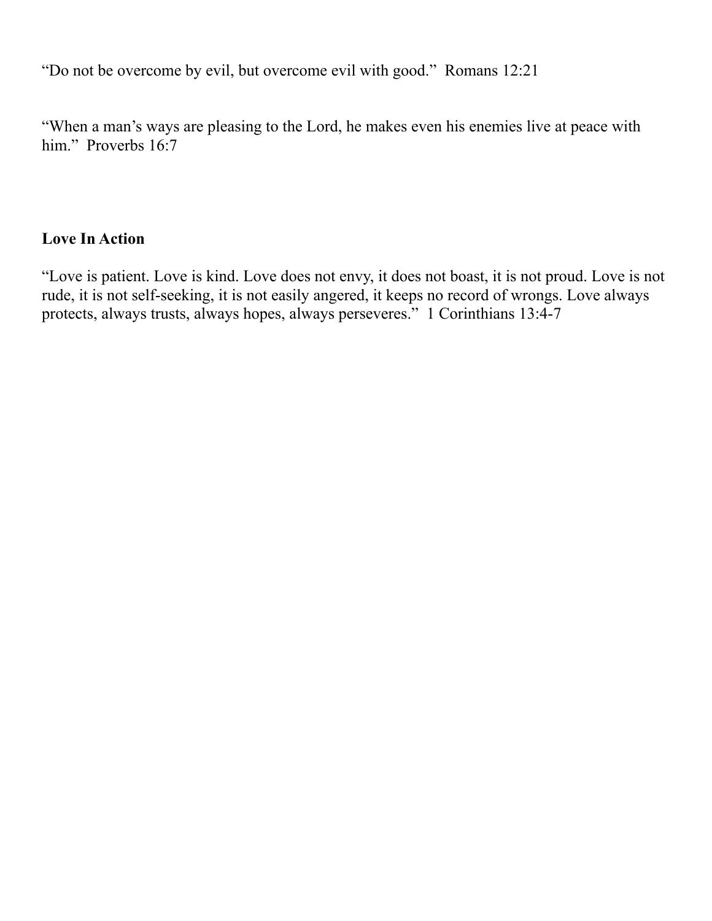"Do not be overcome by evil, but overcome evil with good."  Romans 12:21

"When a man's ways are pleasing to the Lord, he makes even his enemies live at peace with him."  Proverbs 16:7

**Love In Action**

"Love is patient. Love is kind. Love does not envy, it does not boast, it is not proud. Love is not rude, it is not self-seeking, it is not easily angered, it keeps no record of wrongs. Love always protects, always trusts, always hopes, always perseveres."  1 Corinthians 13:4-7